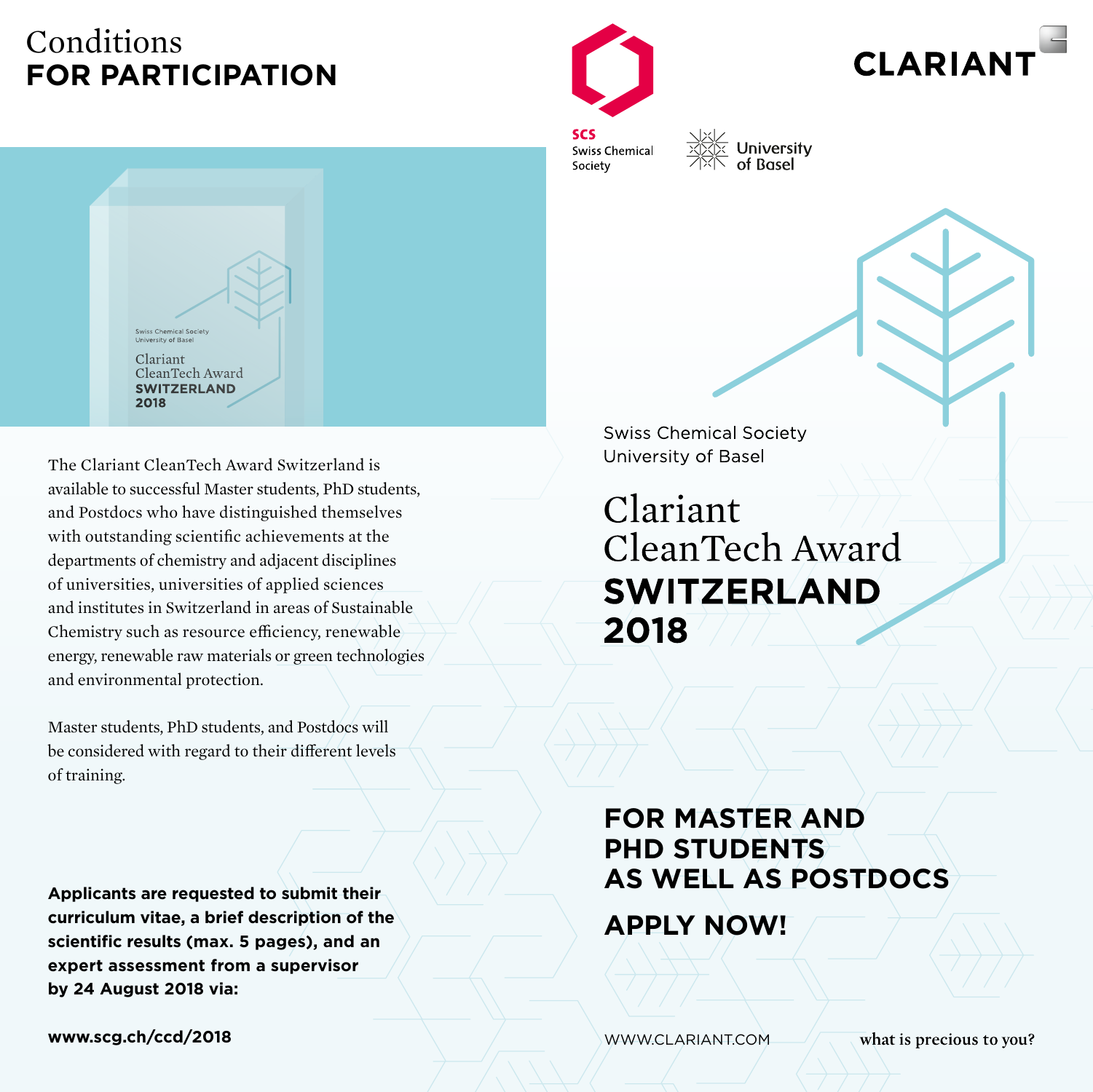# Conditions FOR PARTICIPATION

The Clariant CleanTech Award Switzerland is available to successful Master students, PhD students, and Postdocs who have distinguished themselves with outstanding scientific achievements at the departments of chemistry and adjacent disciplines of universities, universities of applied sciences and institutes in Switzerland in areas of Sustainable Chemistry such as resource efficiency, renewable energy, renewable raw materials or green technologies and environmental protection.

Master students, PhD students, and Postdocs will be considered with regard to their different levels of training.

**Applicants are requested to submit their curriculum vitae, a brief description of the scientific results (max. 5 pages), and an expert assessment from a supervisor by 24 August 2018 via:**

**www.scg.ch/ccd/2018**

CLARIANT

SCS Swiss Chemical Society

University of Basel

Swiss Chemical Society
University of Basel

# Clariant CleanTech Award **SWITZERLAND 2018**

## FOR MASTER AND PHD STUDENTS AS WELL AS POSTDOCS

## APPLY NOW!

WWW.CLARIANT.COM

what is precious to you?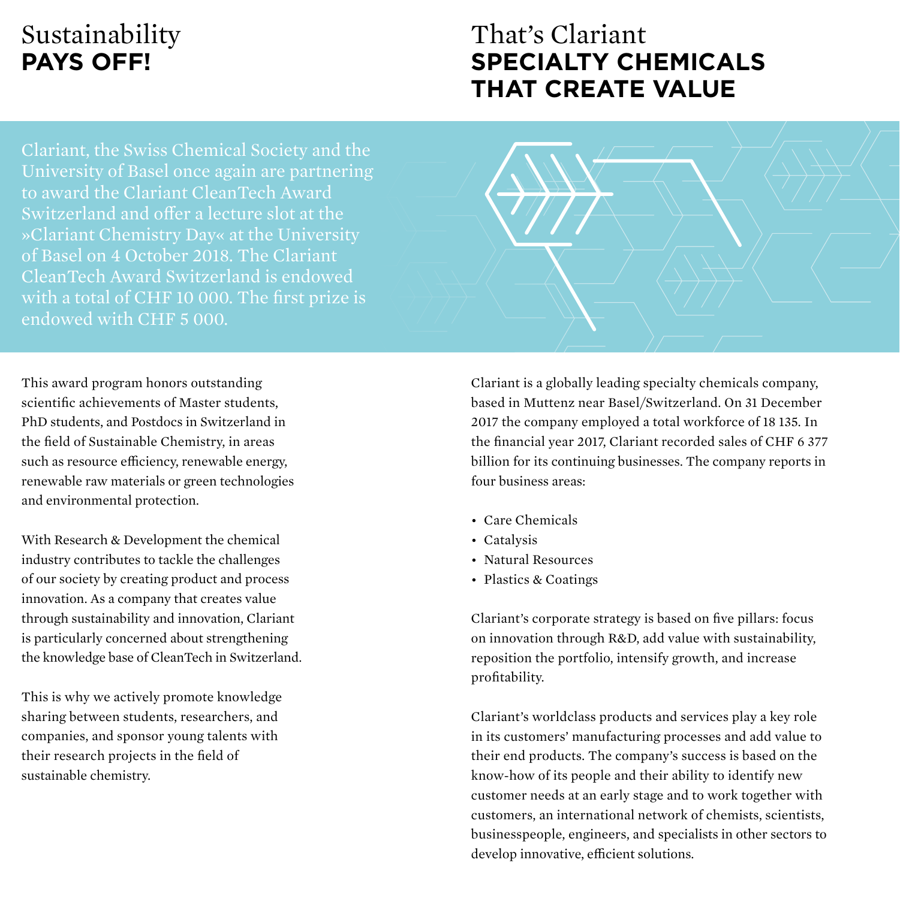# Sustainability **PAYS OFF!**

Clariant, the Swiss Chemical Society and the University of Basel once again are partnering to award the Clariant CleanTech Award Switzerland and offer a lecture slot at the »Clariant Chemistry Day« at the University of Basel on 4 October 2018. The Clariant CleanTech Award Switzerland is endowed with a total of CHF 10 000. The first prize is endowed with CHF 5 000.

This award program honors outstanding scientific achievements of Master students, PhD students, and Postdocs in Switzerland in the field of Sustainable Chemistry, in areas such as resource efficiency, renewable energy, renewable raw materials or green technologies and environmental protection.

With Research & Development the chemical industry contributes to tackle the challenges of our society by creating product and process innovation. As a company that creates value through sustainability and innovation, Clariant is particularly concerned about strengthening the knowledge base of CleanTech in Switzerland.

This is why we actively promote knowledge sharing between students, researchers, and companies, and sponsor young talents with their research projects in the field of sustainable chemistry.

# That's Clariant **SPECIALTY CHEMICALS THAT CREATE VALUE**

Clariant is a globally leading specialty chemicals company, based in Muttenz near Basel/Switzerland. On 31 December 2017 the company employed a total workforce of 18 135. In the financial year 2017, Clariant recorded sales of CHF 6 377 billion for its continuing businesses. The company reports in four business areas:

- Care Chemicals
- Catalysis
- Natural Resources
- Plastics & Coatings

Clariant's corporate strategy is based on five pillars: focus on innovation through R&D, add value with sustainability, reposition the portfolio, intensify growth, and increase profitability.

Clariant's worldclass products and services play a key role in its customers' manufacturing processes and add value to their end products. The company's success is based on the know-how of its people and their ability to identify new customer needs at an early stage and to work together with customers, an international network of chemists, scientists, businesspeople, engineers, and specialists in other sectors to develop innovative, efficient solutions.